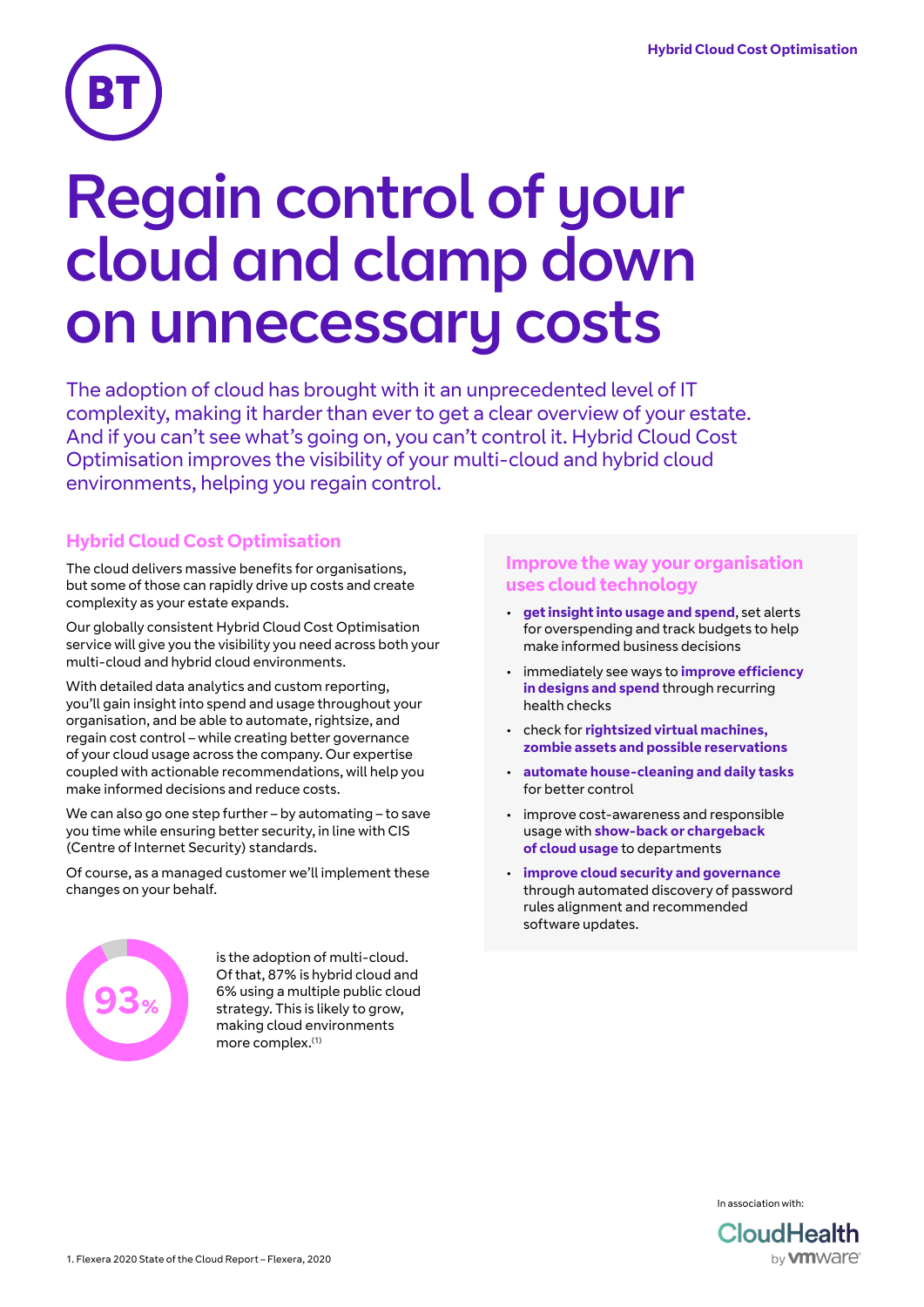# Regain control of your cloud and clamp down on unnecessary costs

The adoption of cloud has brought with it an unprecedented level of IT complexity, making it harder than ever to get a clear overview of your estate. And if you can't see what's going on, you can't control it. Hybrid Cloud Cost Optimisation improves the visibility of your multi-cloud and hybrid cloud environments, helping you regain control.

## Hybrid Cloud Cost Optimisation

The cloud delivers massive benefits for organisations, but some of those can rapidly drive up costs and create complexity as your estate expands.

Our globally consistent Hybrid Cloud Cost Optimisation service will give you the visibility you need across both your multi-cloud and hybrid cloud environments.

With detailed data analytics and custom reporting, you'll gain insight into spend and usage throughout your organisation, and be able to automate, rightsize, and regain cost control – while creating better governance of your cloud usage across the company. Our expertise coupled with actionable recommendations, will help you make informed decisions and reduce costs.

We can also go one step further – by automating – to save you time while ensuring better security, in line with CIS (Centre of Internet Security) standards.

Of course, as a managed customer we'll implement these changes on your behalf.

**93%** is the adoption of multi-cloud. Of that, 87% is hybrid cloud and 6% using a multiple public cloud strategy. This is likely to grow, making cloud environments more complex.[1]

## Improve the way your organisation uses cloud technology

- **get insight into usage and spend**, set alerts for overspending and track budgets to help make informed business decisions
- immediately see ways to **improve efficiency in designs and spend** through recurring health checks
- check for **rightsized virtual machines, zombie assets and possible reservations**
- **automate house-cleaning and daily tasks** for better control
- improve cost-awareness and responsible usage with **show-back or chargeback of cloud usage** to departments
- **improve cloud security and governance** through automated discovery of password rules alignment and recommended software updates.

In association with: CloudHealth by VMware

1. Flexera 2020 State of the Cloud Report – Flexera, 2020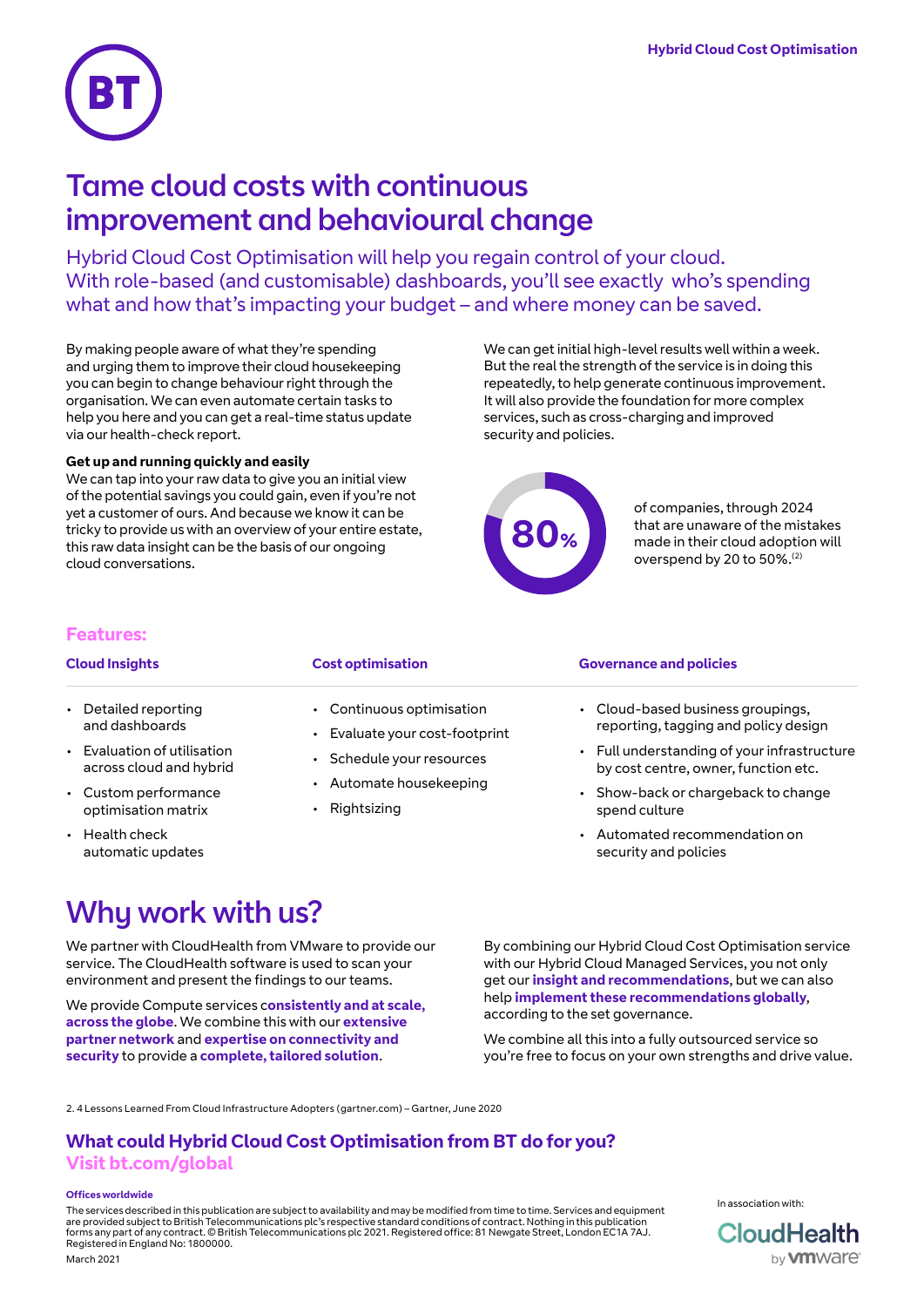# Tame cloud costs with continuous improvement and behavioural change

Hybrid Cloud Cost Optimisation will help you regain control of your cloud. With role-based (and customisable) dashboards, you'll see exactly who's spending what and how that's impacting your budget – and where money can be saved.

By making people aware of what they're spending and urging them to improve their cloud housekeeping you can begin to change behaviour right through the organisation. We can even automate certain tasks to help you here and you can get a real-time status update via our health-check report.

**Get up and running quickly and easily**

We can tap into your raw data to give you an initial view of the potential savings you could gain, even if you're not yet a customer of ours. And because we know it can be tricky to provide us with an overview of your entire estate, this raw data insight can be the basis of our ongoing cloud conversations.

We can get initial high-level results well within a week. But the real the strength of the service is in doing this repeatedly, to help generate continuous improvement. It will also provide the foundation for more complex services, such as cross-charging and improved security and policies.

80%

of companies, through 2024 that are unaware of the mistakes made in their cloud adoption will overspend by 20 to 50%.[2]

## Features:

### Cloud Insights

- Detailed reporting and dashboards
- Evaluation of utilisation across cloud and hybrid
- Custom performance optimisation matrix
- Health check automatic updates

### Cost optimisation

- Continuous optimisation
- Evaluate your cost-footprint
- Schedule your resources
- Automate housekeeping
- Rightsizing

### Governance and policies

- Cloud-based business groupings, reporting, tagging and policy design
- Full understanding of your infrastructure by cost centre, owner, function etc.
- Show-back or chargeback to change spend culture
- Automated recommendation on security and policies

# Why work with us?

We partner with CloudHealth from VMware to provide our service. The CloudHealth software is used to scan your environment and present the findings to our teams.

We provide Compute services **consistently and at scale, across the globe**. We combine this with our **extensive partner network** and **expertise on connectivity and security** to provide a **complete, tailored solution**.

By combining our Hybrid Cloud Cost Optimisation service with our Hybrid Cloud Managed Services, you not only get our **insight and recommendations**, but we can also help **implement these recommendations globally**, according to the set governance.

We combine all this into a fully outsourced service so you're free to focus on your own strengths and drive value.

2. 4 Lessons Learned From Cloud Infrastructure Adopters (gartner.com) – Gartner, June 2020

## What could Hybrid Cloud Cost Optimisation from BT do for you?

**Visit bt.com/global**

**Offices worldwide**

The services described in this publication are subject to availability and may be modified from time to time. Services and equipment are provided subject to British Telecommunications plc's respective standard conditions of contract. Nothing in this publication forms any part of any contract. © British Telecommunications plc 2021. Registered office: 81 Newgate Street, London EC1A 7AJ. Registered in England No: 1800000.

March 2021

In association with:

CloudHealth by vmware